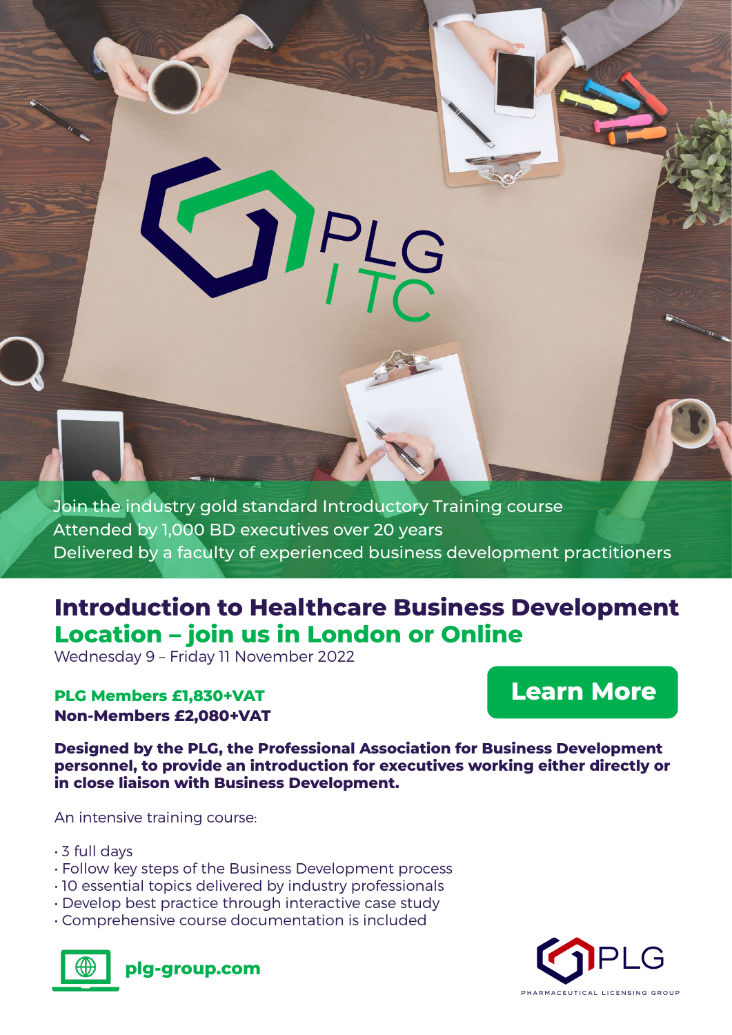PLG ITC

Join the industry gold standard Introductory Training course
Attended by 1,000 BD executives over 20 years
Delivered by a faculty of experienced business development practitioners

# Introduction to Healthcare Business Development

## Location – join us in London or Online

Wednesday 9 – Friday 11 November 2022

**PLG Members £1,830+VAT**
**Non-Members £2,080+VAT**

**Learn More**

**Designed by the PLG, the Professional Association for Business Development personnel, to provide an introduction for executives working either directly or in close liaison with Business Development.**

An intensive training course:

- 3 full days
- Follow key steps of the Business Development process
- 10 essential topics delivered by industry professionals
- Develop best practice through interactive case study
- Comprehensive course documentation is included

**plg-group.com**

PLG
PHARMACEUTICAL LICENSING GROUP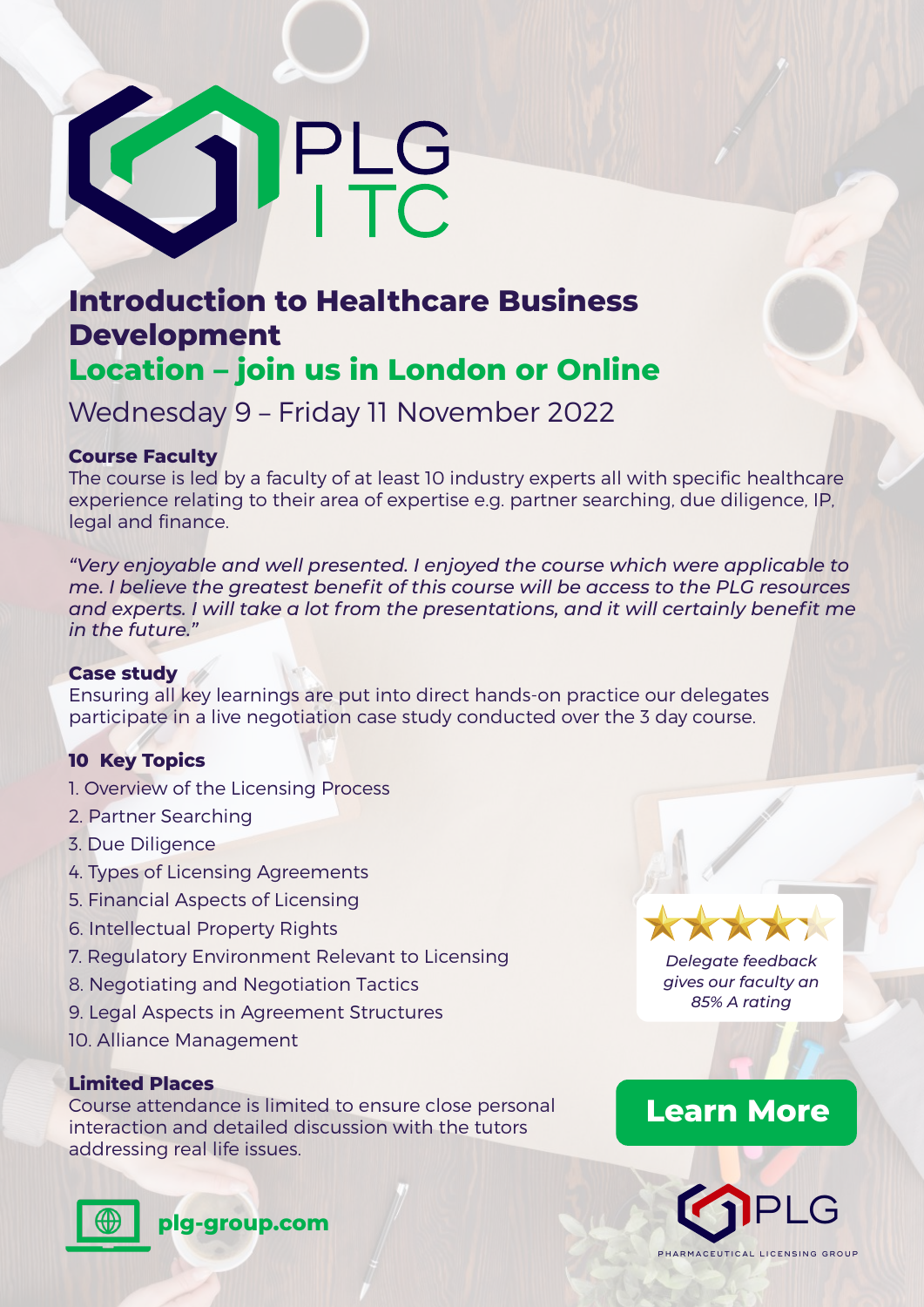PLG
ITC

# Introduction to Healthcare Business Development

## Location – join us in London or Online

Wednesday 9 – Friday 11 November 2022

**Course Faculty**
The course is led by a faculty of at least 10 industry experts all with specific healthcare experience relating to their area of expertise e.g. partner searching, due diligence, IP, legal and finance.

*"Very enjoyable and well presented. I enjoyed the course which were applicable to me. I believe the greatest benefit of this course will be access to the PLG resources and experts. I will take a lot from the presentations, and it will certainly benefit me in the future."*

**Case study**
Ensuring all key learnings are put into direct hands-on practice our delegates participate in a live negotiation case study conducted over the 3 day course.

**10 Key Topics**

1. Overview of the Licensing Process
2. Partner Searching
3. Due Diligence
4. Types of Licensing Agreements
5. Financial Aspects of Licensing
6. Intellectual Property Rights
7. Regulatory Environment Relevant to Licensing
8. Negotiating and Negotiation Tactics
9. Legal Aspects in Agreement Structures
10. Alliance Management

*Delegate feedback gives our faculty an 85% A rating*

**Limited Places**
Course attendance is limited to ensure close personal interaction and detailed discussion with the tutors addressing real life issues.

**Learn More**

plg-group.com

PLG
PHARMACEUTICAL LICENSING GROUP